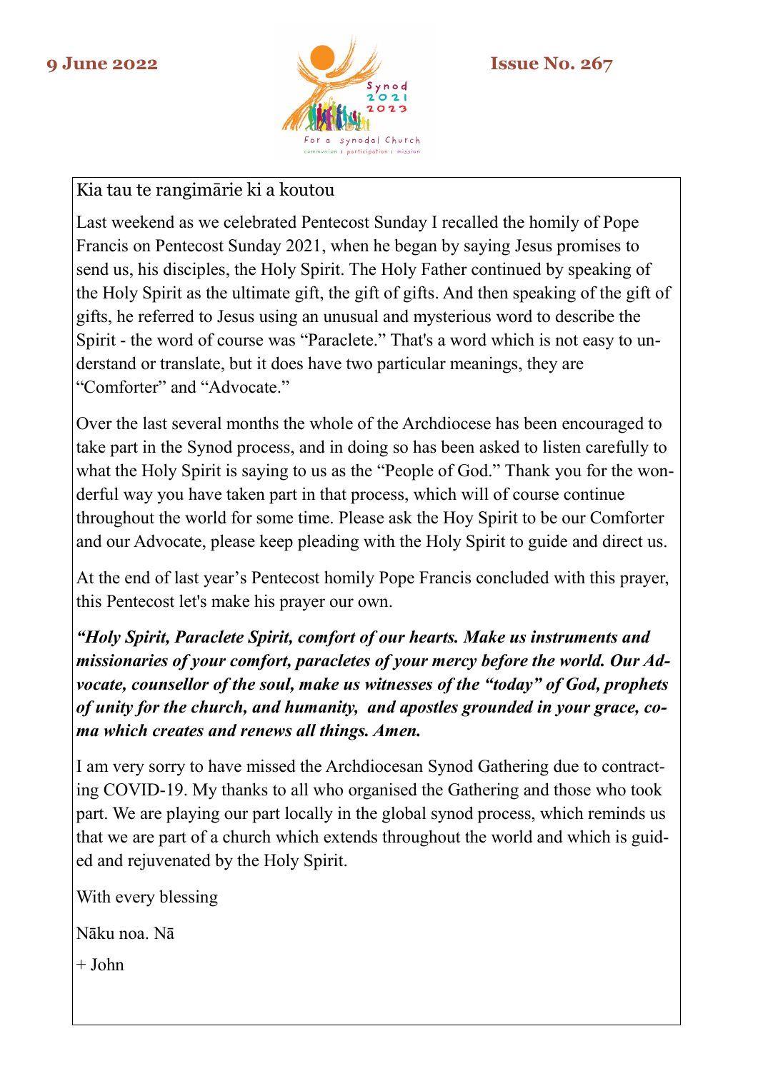9 June 2022 | Issue No. 267

Synod 2021 2023

For a synodal Church

communion | participation | mission

Kia tau te rangimārie ki a koutou

Last weekend as we celebrated Pentecost Sunday I recalled the homily of Pope Francis on Pentecost Sunday 2021, when he began by saying Jesus promises to send us, his disciples, the Holy Spirit. The Holy Father continued by speaking of the Holy Spirit as the ultimate gift, the gift of gifts. And then speaking of the gift of gifts, he referred to Jesus using an unusual and mysterious word to describe the Spirit - the word of course was "Paraclete." That's a word which is not easy to understand or translate, but it does have two particular meanings, they are "Comforter" and "Advocate."

Over the last several months the whole of the Archdiocese has been encouraged to take part in the Synod process, and in doing so has been asked to listen carefully to what the Holy Spirit is saying to us as the "People of God." Thank you for the wonderful way you have taken part in that process, which will of course continue throughout the world for some time. Please ask the Hoy Spirit to be our Comforter and our Advocate, please keep pleading with the Holy Spirit to guide and direct us.

At the end of last year's Pentecost homily Pope Francis concluded with this prayer, this Pentecost let's make his prayer our own.

***"Holy Spirit, Paraclete Spirit, comfort of our hearts. Make us instruments and missionaries of your comfort, paracletes of your mercy before the world. Our Advocate, counsellor of the soul, make us witnesses of the "today" of God, prophets of unity for the church, and humanity, and apostles grounded in your grace, coma which creates and renews all things. Amen.***

I am very sorry to have missed the Archdiocesan Synod Gathering due to contracting COVID-19. My thanks to all who organised the Gathering and those who took part. We are playing our part locally in the global synod process, which reminds us that we are part of a church which extends throughout the world and which is guided and rejuvenated by the Holy Spirit.

With every blessing

Nāku noa. Nā

+ John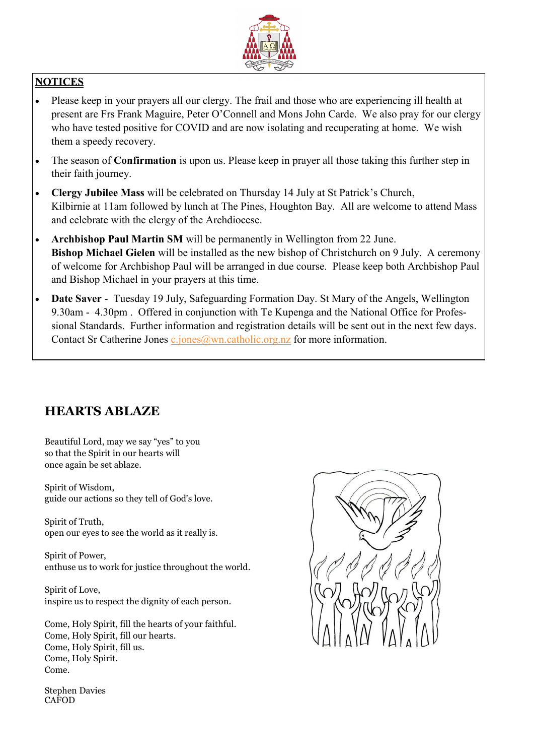## NOTICES

- Please keep in your prayers all our clergy. The frail and those who are experiencing ill health at present are Frs Frank Maguire, Peter O'Connell and Mons John Carde. We also pray for our clergy who have tested positive for COVID and are now isolating and recuperating at home. We wish them a speedy recovery.
- The season of **Confirmation** is upon us. Please keep in prayer all those taking this further step in their faith journey.
- **Clergy Jubilee Mass** will be celebrated on Thursday 14 July at St Patrick's Church, Kilbirnie at 11am followed by lunch at The Pines, Houghton Bay. All are welcome to attend Mass and celebrate with the clergy of the Archdiocese.
- **Archbishop Paul Martin SM** will be permanently in Wellington from 22 June. **Bishop Michael Gielen** will be installed as the new bishop of Christchurch on 9 July. A ceremony of welcome for Archbishop Paul will be arranged in due course. Please keep both Archbishop Paul and Bishop Michael in your prayers at this time.
- **Date Saver** - Tuesday 19 July, Safeguarding Formation Day. St Mary of the Angels, Wellington 9.30am - 4.30pm . Offered in conjunction with Te Kupenga and the National Office for Professional Standards. Further information and registration details will be sent out in the next few days. Contact Sr Catherine Jones c.jones@wn.catholic.org.nz for more information.

## HEARTS ABLAZE

Beautiful Lord, may we say "yes" to you
so that the Spirit in our hearts will
once again be set ablaze.

Spirit of Wisdom,
guide our actions so they tell of God's love.

Spirit of Truth,
open our eyes to see the world as it really is.

Spirit of Power,
enthuse us to work for justice throughout the world.

Spirit of Love,
inspire us to respect the dignity of each person.

Come, Holy Spirit, fill the hearts of your faithful.
Come, Holy Spirit, fill our hearts.
Come, Holy Spirit, fill us.
Come, Holy Spirit.
Come.

Stephen Davies
CAFOD